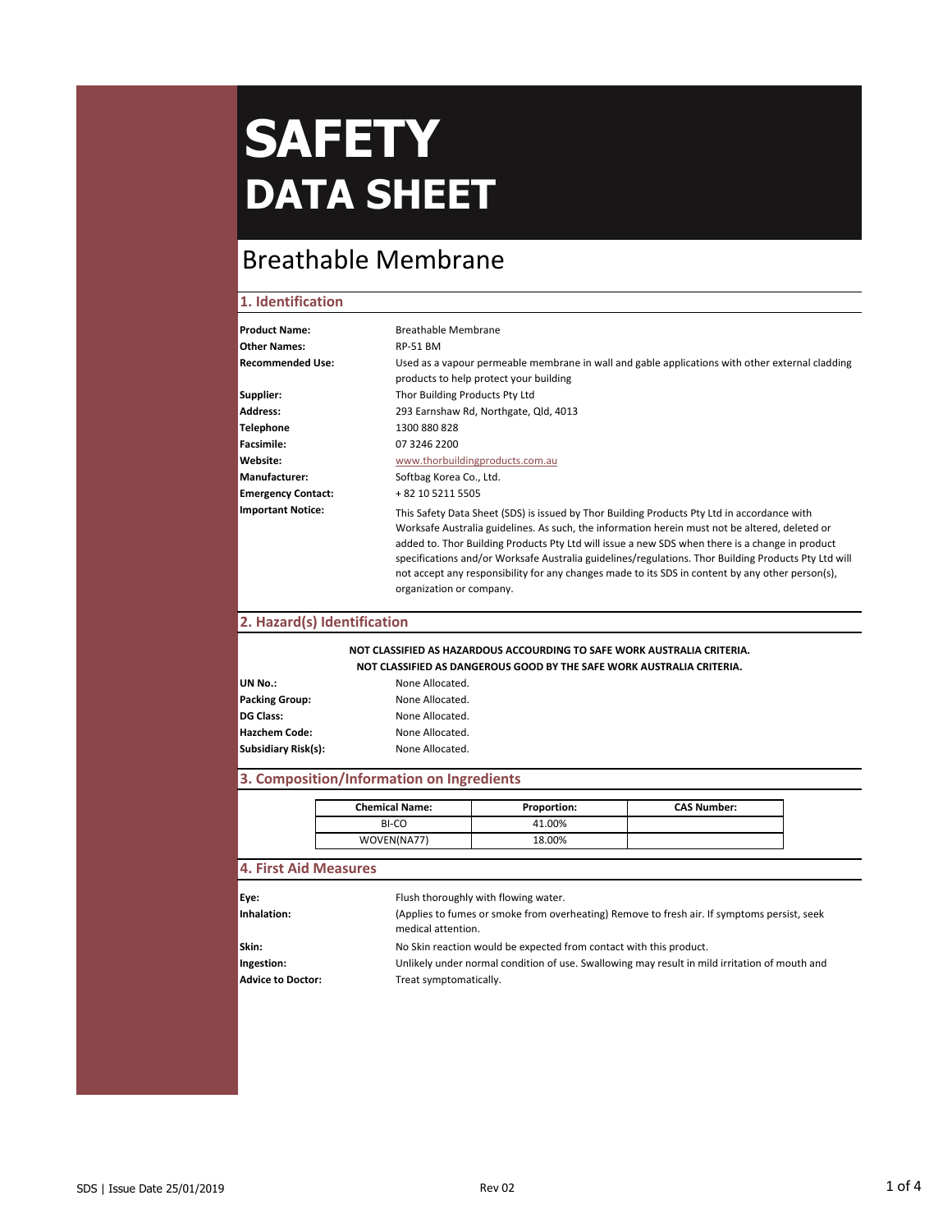# SAFETY DATA SHEET

## Breathable Membrane

### 1. Identification

**Product Name:** Breathable Membrane

**Other Names:** RP-51 BM

**Recommended Use:** Used as a vapour permeable membrane in wall and gable applications with other external cladding products to help protect your building

**Supplier:** Thor Building Products Pty Ltd

**Address:** 293 Earnshaw Rd, Northgate, Qld, 4013

**Telephone** 1300 880 828

**Facsimile:** 07 3246 2200

**Website:** www.thorbuildingproducts.com.au

**Manufacturer:** Softbag Korea Co., Ltd.

**Emergency Contact:** + 82 10 5211 5505

**Important Notice:** This Safety Data Sheet (SDS) is issued by Thor Building Products Pty Ltd in accordance with Worksafe Australia guidelines. As such, the information herein must not be altered, deleted or added to. Thor Building Products Pty Ltd will issue a new SDS when there is a change in product specifications and/or Worksafe Australia guidelines/regulations. Thor Building Products Pty Ltd will not accept any responsibility for any changes made to its SDS in content by any other person(s), organization or company.

### 2. Hazard(s) Identification

**NOT CLASSIFIED AS HAZARDOUS ACCOURDING TO SAFE WORK AUSTRALIA CRITERIA.**
**NOT CLASSIFIED AS DANGEROUS GOOD BY THE SAFE WORK AUSTRALIA CRITERIA.**

**UN No.:** None Allocated.

**Packing Group:** None Allocated.

**DG Class:** None Allocated.

**Hazchem Code:** None Allocated.

**Subsidiary Risk(s):** None Allocated.

### 3. Composition/Information on Ingredients

| Chemical Name: | Proportion: | CAS Number: |
|---|---|---|
| BI-CO | 41.00% | |
| WOVEN(NA77) | 18.00% | |

### 4. First Aid Measures

**Eye:** Flush thoroughly with flowing water.

**Inhalation:** (Applies to fumes or smoke from overheating) Remove to fresh air. If symptoms persist, seek medical attention.

**Skin:** No Skin reaction would be expected from contact with this product.

**Ingestion:** Unlikely under normal condition of use. Swallowing may result in mild irritation of mouth and

**Advice to Doctor:** Treat symptomatically.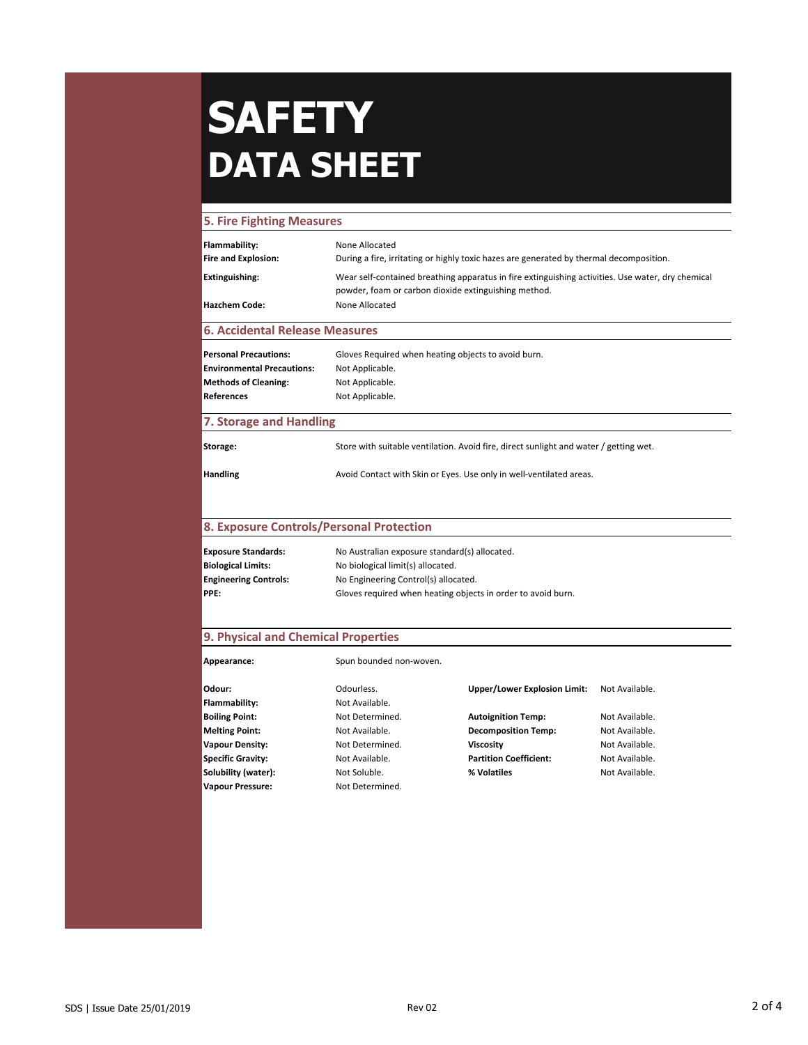# SAFETY DATA SHEET

## 5. Fire Fighting Measures

| | |
|---|---|
| **Flammability:** | None Allocated |
| **Fire and Explosion:** | During a fire, irritating or highly toxic hazes are generated by thermal decomposition. |
| **Extinguishing:** | Wear self-contained breathing apparatus in fire extinguishing activities. Use water, dry chemical powder, foam or carbon dioxide extinguishing method. |
| **Hazchem Code:** | None Allocated |

## 6. Accidental Release Measures

| | |
|---|---|
| **Personal Precautions:** | Gloves Required when heating objects to avoid burn. |
| **Environmental Precautions:** | Not Applicable. |
| **Methods of Cleaning:** | Not Applicable. |
| **References** | Not Applicable. |

## 7. Storage and Handling

| | |
|---|---|
| **Storage:** | Store with suitable ventilation. Avoid fire, direct sunlight and water / getting wet. |
| **Handling** | Avoid Contact with Skin or Eyes. Use only in well-ventilated areas. |

## 8. Exposure Controls/Personal Protection

| | |
|---|---|
| **Exposure Standards:** | No Australian exposure standard(s) allocated. |
| **Biological Limits:** | No biological limit(s) allocated. |
| **Engineering Controls:** | No Engineering Control(s) allocated. |
| **PPE:** | Gloves required when heating objects in order to avoid burn. |

## 9. Physical and Chemical Properties

**Appearance:** Spun bounded non-woven.

| | | | |
|---|---|---|---|
| **Odour:** | Odourless. | **Upper/Lower Explosion Limit:** | Not Available. |
| **Flammability:** | Not Available. | | |
| **Boiling Point:** | Not Determined. | **Autoignition Temp:** | Not Available. |
| **Melting Point:** | Not Available. | **Decomposition Temp:** | Not Available. |
| **Vapour Density:** | Not Determined. | **Viscosity** | Not Available. |
| **Specific Gravity:** | Not Available. | **Partition Coefficient:** | Not Available. |
| **Solubility (water):** | Not Soluble. | **% Volatiles** | Not Available. |
| **Vapour Pressure:** | Not Determined. | | |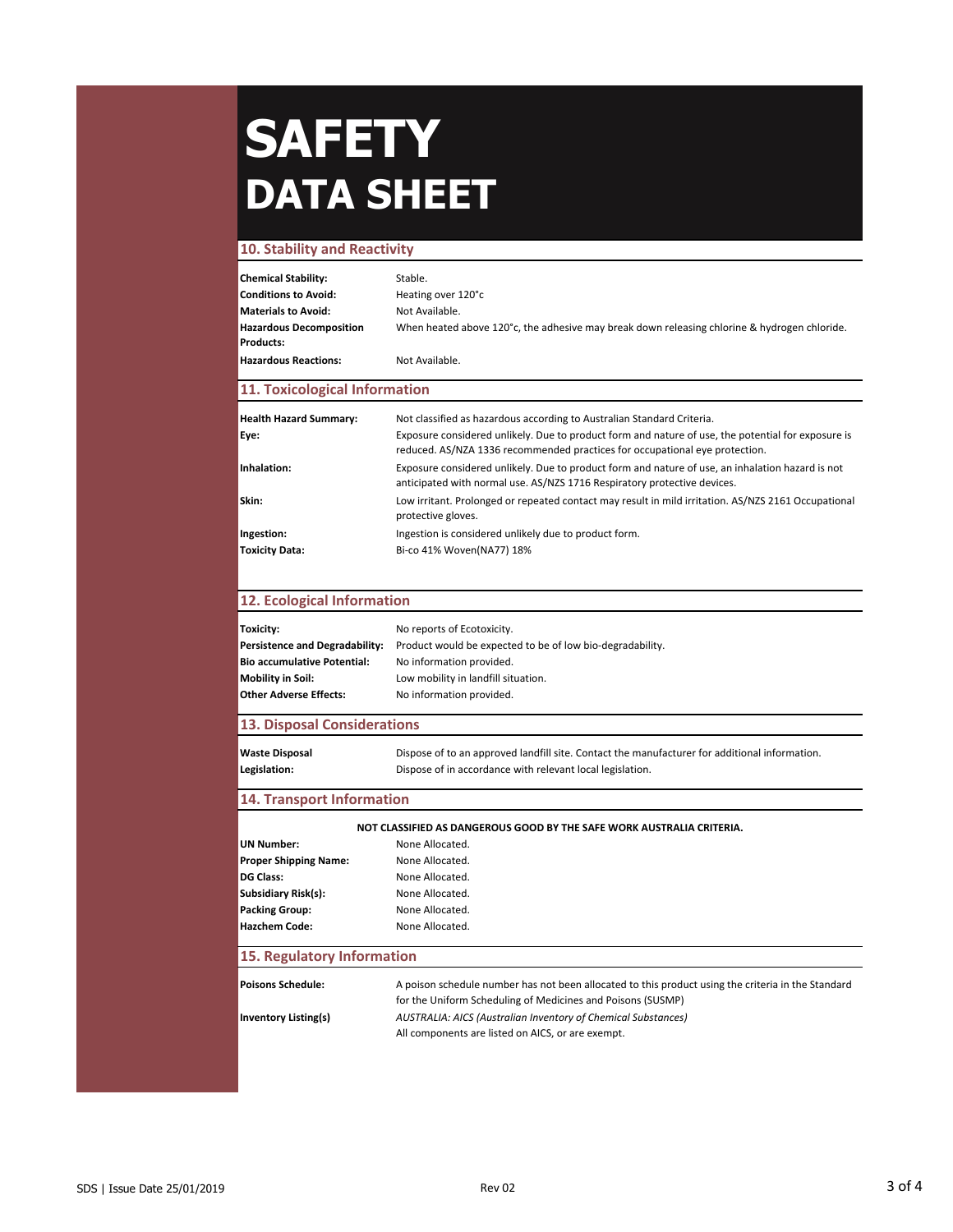# SAFETY DATA SHEET

## 10. Stability and Reactivity

| | |
|---|---|
| **Chemical Stability:** | Stable. |
| **Conditions to Avoid:** | Heating over 120°c |
| **Materials to Avoid:** | Not Available. |
| **Hazardous Decomposition Products:** | When heated above 120°c, the adhesive may break down releasing chlorine & hydrogen chloride. |
| **Hazardous Reactions:** | Not Available. |

## 11. Toxicological Information

| | |
|---|---|
| **Health Hazard Summary:** | Not classified as hazardous according to Australian Standard Criteria. |
| **Eye:** | Exposure considered unlikely. Due to product form and nature of use, the potential for exposure is reduced. AS/NZA 1336 recommended practices for occupational eye protection. |
| **Inhalation:** | Exposure considered unlikely. Due to product form and nature of use, an inhalation hazard is not anticipated with normal use. AS/NZS 1716 Respiratory protective devices. |
| **Skin:** | Low irritant. Prolonged or repeated contact may result in mild irritation. AS/NZS 2161 Occupational protective gloves. |
| **Ingestion:** | Ingestion is considered unlikely due to product form. |
| **Toxicity Data:** | Bi-co 41% Woven(NA77) 18% |

## 12. Ecological Information

| | |
|---|---|
| **Toxicity:** | No reports of Ecotoxicity. |
| **Persistence and Degradability:** | Product would be expected to be of low bio-degradability. |
| **Bio accumulative Potential:** | No information provided. |
| **Mobility in Soil:** | Low mobility in landfill situation. |
| **Other Adverse Effects:** | No information provided. |

## 13. Disposal Considerations

| | |
|---|---|
| **Waste Disposal** | Dispose of to an approved landfill site. Contact the manufacturer for additional information. |
| **Legislation:** | Dispose of in accordance with relevant local legislation. |

## 14. Transport Information

**NOT CLASSIFIED AS DANGEROUS GOOD BY THE SAFE WORK AUSTRALIA CRITERIA.**

| | |
|---|---|
| **UN Number:** | None Allocated. |
| **Proper Shipping Name:** | None Allocated. |
| **DG Class:** | None Allocated. |
| **Subsidiary Risk(s):** | None Allocated. |
| **Packing Group:** | None Allocated. |
| **Hazchem Code:** | None Allocated. |

## 15. Regulatory Information

| | |
|---|---|
| **Poisons Schedule:** | A poison schedule number has not been allocated to this product using the criteria in the Standard for the Uniform Scheduling of Medicines and Poisons (SUSMP) |
| **Inventory Listing(s)** | *AUSTRALIA: AICS (Australian Inventory of Chemical Substances)* All components are listed on AICS, or are exempt. |

SDS | Issue Date 25/01/2019 Rev 02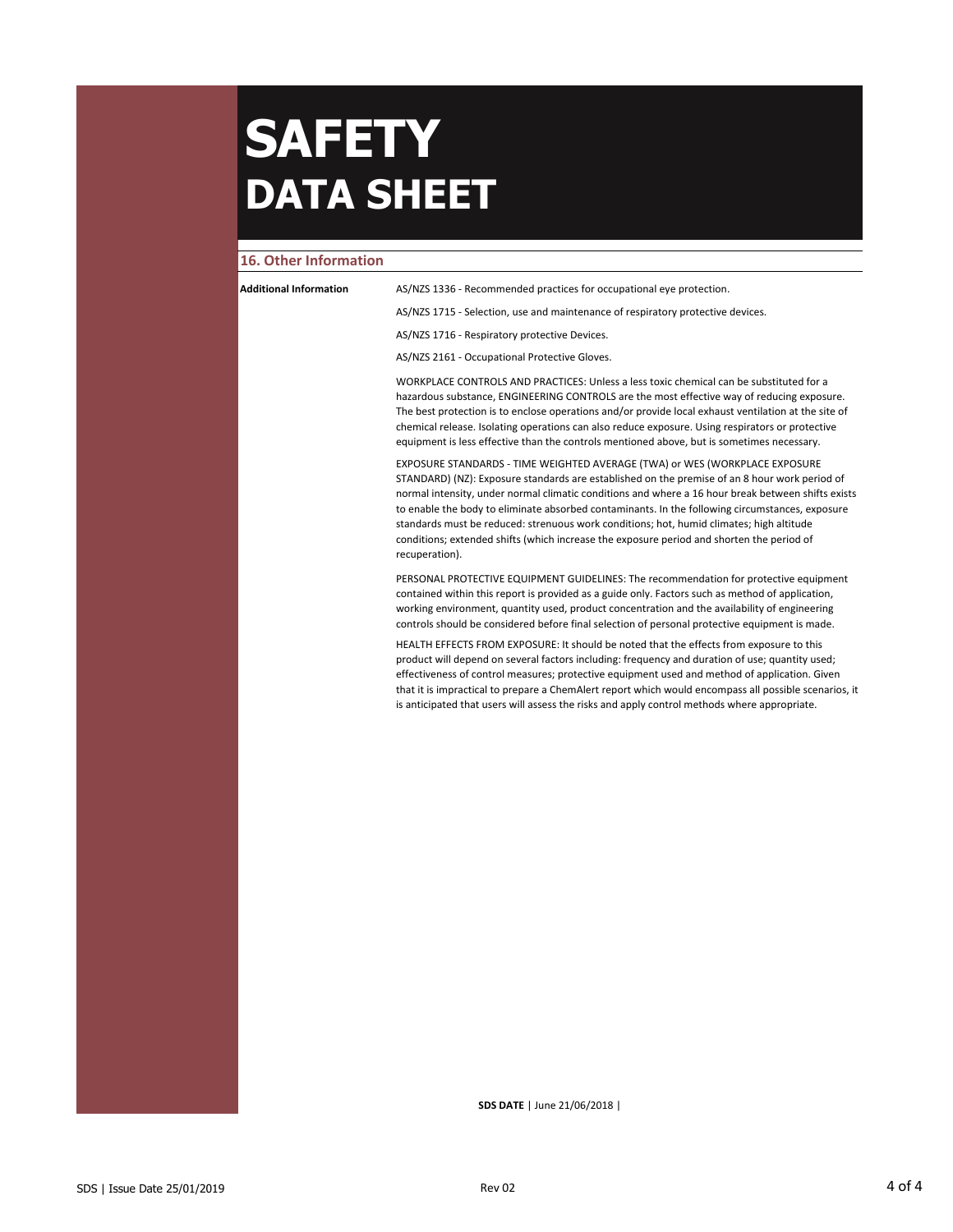# SAFETY DATA SHEET

## 16. Other Information

**Additional Information**

AS/NZS 1336 - Recommended practices for occupational eye protection.

AS/NZS 1715 - Selection, use and maintenance of respiratory protective devices.

AS/NZS 1716 - Respiratory protective Devices.

AS/NZS 2161 - Occupational Protective Gloves.

WORKPLACE CONTROLS AND PRACTICES: Unless a less toxic chemical can be substituted for a hazardous substance, ENGINEERING CONTROLS are the most effective way of reducing exposure. The best protection is to enclose operations and/or provide local exhaust ventilation at the site of chemical release. Isolating operations can also reduce exposure. Using respirators or protective equipment is less effective than the controls mentioned above, but is sometimes necessary.

EXPOSURE STANDARDS - TIME WEIGHTED AVERAGE (TWA) or WES (WORKPLACE EXPOSURE STANDARD) (NZ): Exposure standards are established on the premise of an 8 hour work period of normal intensity, under normal climatic conditions and where a 16 hour break between shifts exists to enable the body to eliminate absorbed contaminants. In the following circumstances, exposure standards must be reduced: strenuous work conditions; hot, humid climates; high altitude conditions; extended shifts (which increase the exposure period and shorten the period of recuperation).

PERSONAL PROTECTIVE EQUIPMENT GUIDELINES: The recommendation for protective equipment contained within this report is provided as a guide only. Factors such as method of application, working environment, quantity used, product concentration and the availability of engineering controls should be considered before final selection of personal protective equipment is made.

HEALTH EFFECTS FROM EXPOSURE: It should be noted that the effects from exposure to this product will depend on several factors including: frequency and duration of use; quantity used; effectiveness of control measures; protective equipment used and method of application. Given that it is impractical to prepare a ChemAlert report which would encompass all possible scenarios, it is anticipated that users will assess the risks and apply control methods where appropriate.

**SDS DATE** | June 21/06/2018 |